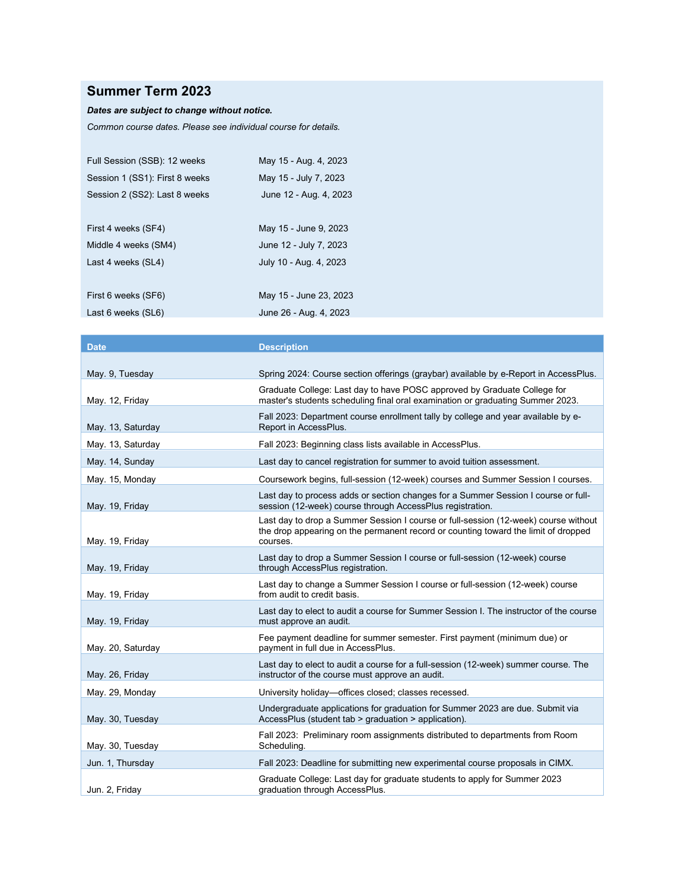## Summer Term 2023

***Dates are subject to change without notice.***

*Common course dates. Please see individual course for details.*

| | |
|---|---|
| Full Session (SSB): 12 weeks | May 15 - Aug. 4, 2023 |
| Session 1 (SS1): First 8 weeks | May 15 - July 7, 2023 |
| Session 2 (SS2): Last 8 weeks | June 12 - Aug. 4, 2023 |
| | |
| First 4 weeks (SF4) | May 15 - June 9, 2023 |
| Middle 4 weeks (SM4) | June 12 - July 7, 2023 |
| Last 4 weeks (SL4) | July 10 - Aug. 4, 2023 |
| | |
| First 6 weeks (SF6) | May 15 - June 23, 2023 |
| Last 6 weeks (SL6) | June 26 - Aug. 4, 2023 |

| Date | Description |
|---|---|
| May. 9, Tuesday | Spring 2024: Course section offerings (graybar) available by e-Report in AccessPlus. |
| May. 12, Friday | Graduate College: Last day to have POSC approved by Graduate College for master's students scheduling final oral examination or graduating Summer 2023. |
| May. 13, Saturday | Fall 2023: Department course enrollment tally by college and year available by e-Report in AccessPlus. |
| May. 13, Saturday | Fall 2023: Beginning class lists available in AccessPlus. |
| May. 14, Sunday | Last day to cancel registration for summer to avoid tuition assessment. |
| May. 15, Monday | Coursework begins, full-session (12-week) courses and Summer Session I courses. |
| May. 19, Friday | Last day to process adds or section changes for a Summer Session I course or full-session (12-week) course through AccessPlus registration. |
| May. 19, Friday | Last day to drop a Summer Session I course or full-session (12-week) course without the drop appearing on the permanent record or counting toward the limit of dropped courses. |
| May. 19, Friday | Last day to drop a Summer Session I course or full-session (12-week) course through AccessPlus registration. |
| May. 19, Friday | Last day to change a Summer Session I course or full-session (12-week) course from audit to credit basis. |
| May. 19, Friday | Last day to elect to audit a course for Summer Session I. The instructor of the course must approve an audit. |
| May. 20, Saturday | Fee payment deadline for summer semester. First payment (minimum due) or payment in full due in AccessPlus. |
| May. 26, Friday | Last day to elect to audit a course for a full-session (12-week) summer course. The instructor of the course must approve an audit. |
| May. 29, Monday | University holiday—offices closed; classes recessed. |
| May. 30, Tuesday | Undergraduate applications for graduation for Summer 2023 are due. Submit via AccessPlus (student tab > graduation > application). |
| May. 30, Tuesday | Fall 2023: Preliminary room assignments distributed to departments from Room Scheduling. |
| Jun. 1, Thursday | Fall 2023: Deadline for submitting new experimental course proposals in CIMX. |
| Jun. 2, Friday | Graduate College: Last day for graduate students to apply for Summer 2023 graduation through AccessPlus. |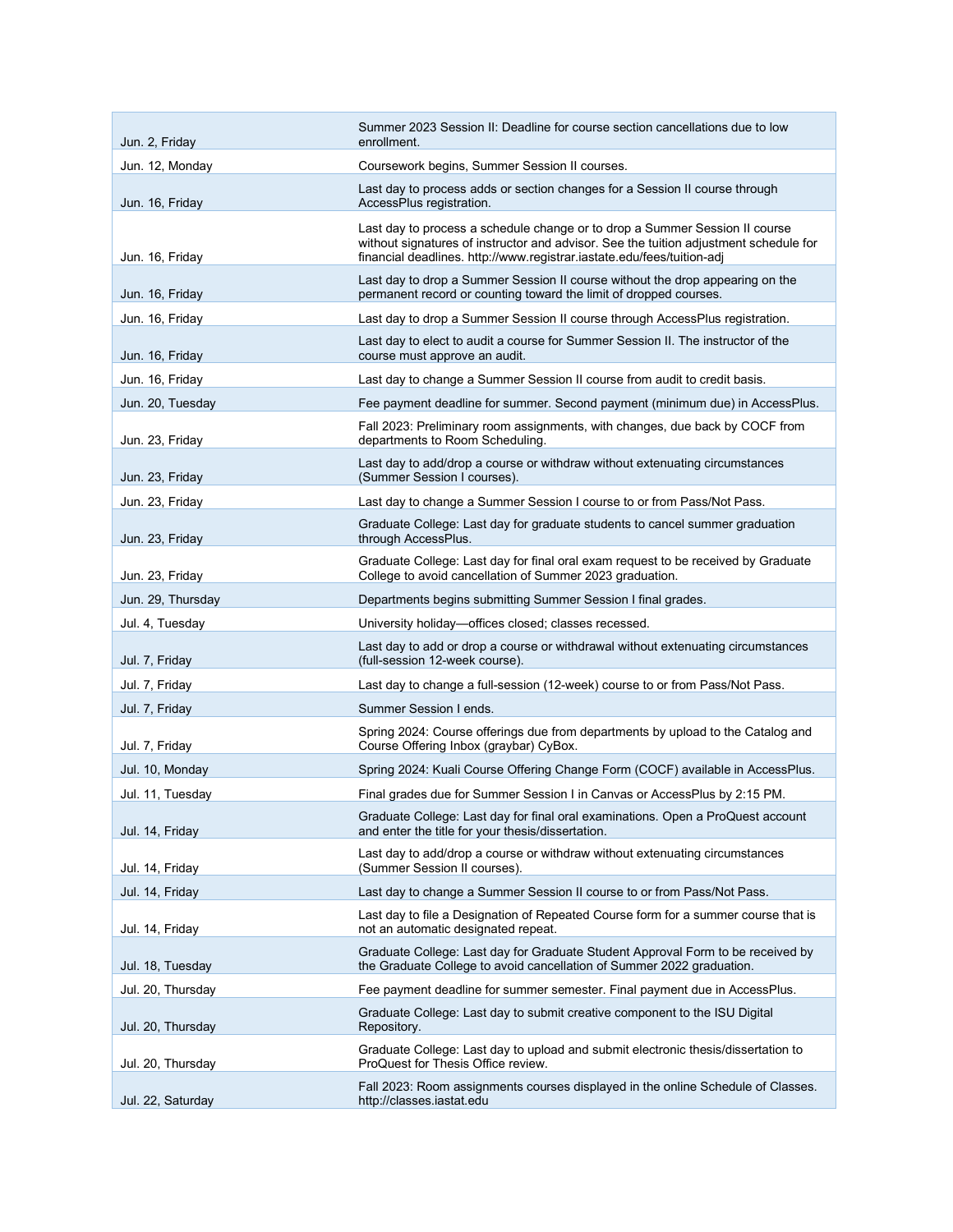| | |
|---|---|
| Jun. 2, Friday | Summer 2023 Session II: Deadline for course section cancellations due to low enrollment. |
| Jun. 12, Monday | Coursework begins, Summer Session II courses. |
| Jun. 16, Friday | Last day to process adds or section changes for a Session II course through AccessPlus registration. |
| Jun. 16, Friday | Last day to process a schedule change or to drop a Summer Session II course without signatures of instructor and advisor. See the tuition adjustment schedule for financial deadlines. http://www.registrar.iastate.edu/fees/tuition-adj |
| Jun. 16, Friday | Last day to drop a Summer Session II course without the drop appearing on the permanent record or counting toward the limit of dropped courses. |
| Jun. 16, Friday | Last day to drop a Summer Session II course through AccessPlus registration. |
| Jun. 16, Friday | Last day to elect to audit a course for Summer Session II. The instructor of the course must approve an audit. |
| Jun. 16, Friday | Last day to change a Summer Session II course from audit to credit basis. |
| Jun. 20, Tuesday | Fee payment deadline for summer. Second payment (minimum due) in AccessPlus. |
| Jun. 23, Friday | Fall 2023: Preliminary room assignments, with changes, due back by COCF from departments to Room Scheduling. |
| Jun. 23, Friday | Last day to add/drop a course or withdraw without extenuating circumstances (Summer Session I courses). |
| Jun. 23, Friday | Last day to change a Summer Session I course to or from Pass/Not Pass. |
| Jun. 23, Friday | Graduate College: Last day for graduate students to cancel summer graduation through AccessPlus. |
| Jun. 23, Friday | Graduate College: Last day for final oral exam request to be received by Graduate College to avoid cancellation of Summer 2023 graduation. |
| Jun. 29, Thursday | Departments begins submitting Summer Session I final grades. |
| Jul. 4, Tuesday | University holiday—offices closed; classes recessed. |
| Jul. 7, Friday | Last day to add or drop a course or withdrawal without extenuating circumstances (full-session 12-week course). |
| Jul. 7, Friday | Last day to change a full-session (12-week) course to or from Pass/Not Pass. |
| Jul. 7, Friday | Summer Session I ends. |
| Jul. 7, Friday | Spring 2024: Course offerings due from departments by upload to the Catalog and Course Offering Inbox (graybar) CyBox. |
| Jul. 10, Monday | Spring 2024: Kuali Course Offering Change Form (COCF) available in AccessPlus. |
| Jul. 11, Tuesday | Final grades due for Summer Session I in Canvas or AccessPlus by 2:15 PM. |
| Jul. 14, Friday | Graduate College: Last day for final oral examinations. Open a ProQuest account and enter the title for your thesis/dissertation. |
| Jul. 14, Friday | Last day to add/drop a course or withdraw without extenuating circumstances (Summer Session II courses). |
| Jul. 14, Friday | Last day to change a Summer Session II course to or from Pass/Not Pass. |
| Jul. 14, Friday | Last day to file a Designation of Repeated Course form for a summer course that is not an automatic designated repeat. |
| Jul. 18, Tuesday | Graduate College: Last day for Graduate Student Approval Form to be received by the Graduate College to avoid cancellation of Summer 2022 graduation. |
| Jul. 20, Thursday | Fee payment deadline for summer semester. Final payment due in AccessPlus. |
| Jul. 20, Thursday | Graduate College: Last day to submit creative component to the ISU Digital Repository. |
| Jul. 20, Thursday | Graduate College: Last day to upload and submit electronic thesis/dissertation to ProQuest for Thesis Office review. |
| Jul. 22, Saturday | Fall 2023: Room assignments courses displayed in the online Schedule of Classes. http://classes.iastat.edu |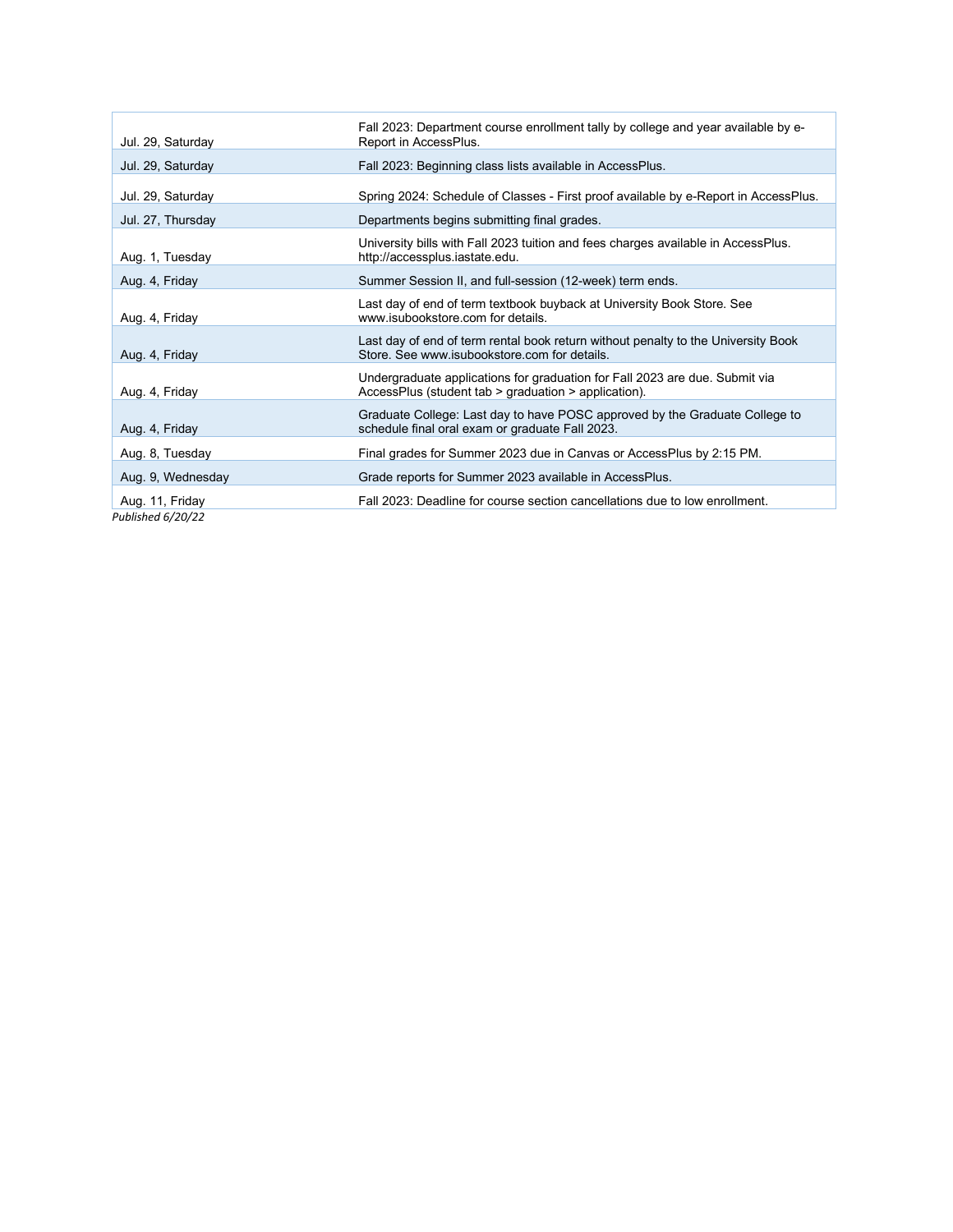| | |
|---|---|
| Jul. 29, Saturday | Fall 2023: Department course enrollment tally by college and year available by e-Report in AccessPlus. |
| Jul. 29, Saturday | Fall 2023: Beginning class lists available in AccessPlus. |
| Jul. 29, Saturday | Spring 2024: Schedule of Classes - First proof available by e-Report in AccessPlus. |
| Jul. 27, Thursday | Departments begins submitting final grades. |
| Aug. 1, Tuesday | University bills with Fall 2023 tuition and fees charges available in AccessPlus. http://accessplus.iastate.edu. |
| Aug. 4, Friday | Summer Session II, and full-session (12-week) term ends. |
| Aug. 4, Friday | Last day of end of term textbook buyback at University Book Store. See www.isubookstore.com for details. |
| Aug. 4, Friday | Last day of end of term rental book return without penalty to the University Book Store. See www.isubookstore.com for details. |
| Aug. 4, Friday | Undergraduate applications for graduation for Fall 2023 are due. Submit via AccessPlus (student tab > graduation > application). |
| Aug. 4, Friday | Graduate College: Last day to have POSC approved by the Graduate College to schedule final oral exam or graduate Fall 2023. |
| Aug. 8, Tuesday | Final grades for Summer 2023 due in Canvas or AccessPlus by 2:15 PM. |
| Aug. 9, Wednesday | Grade reports for Summer 2023 available in AccessPlus. |
| Aug. 11, Friday | Fall 2023: Deadline for course section cancellations due to low enrollment. |

*Published 6/20/22*